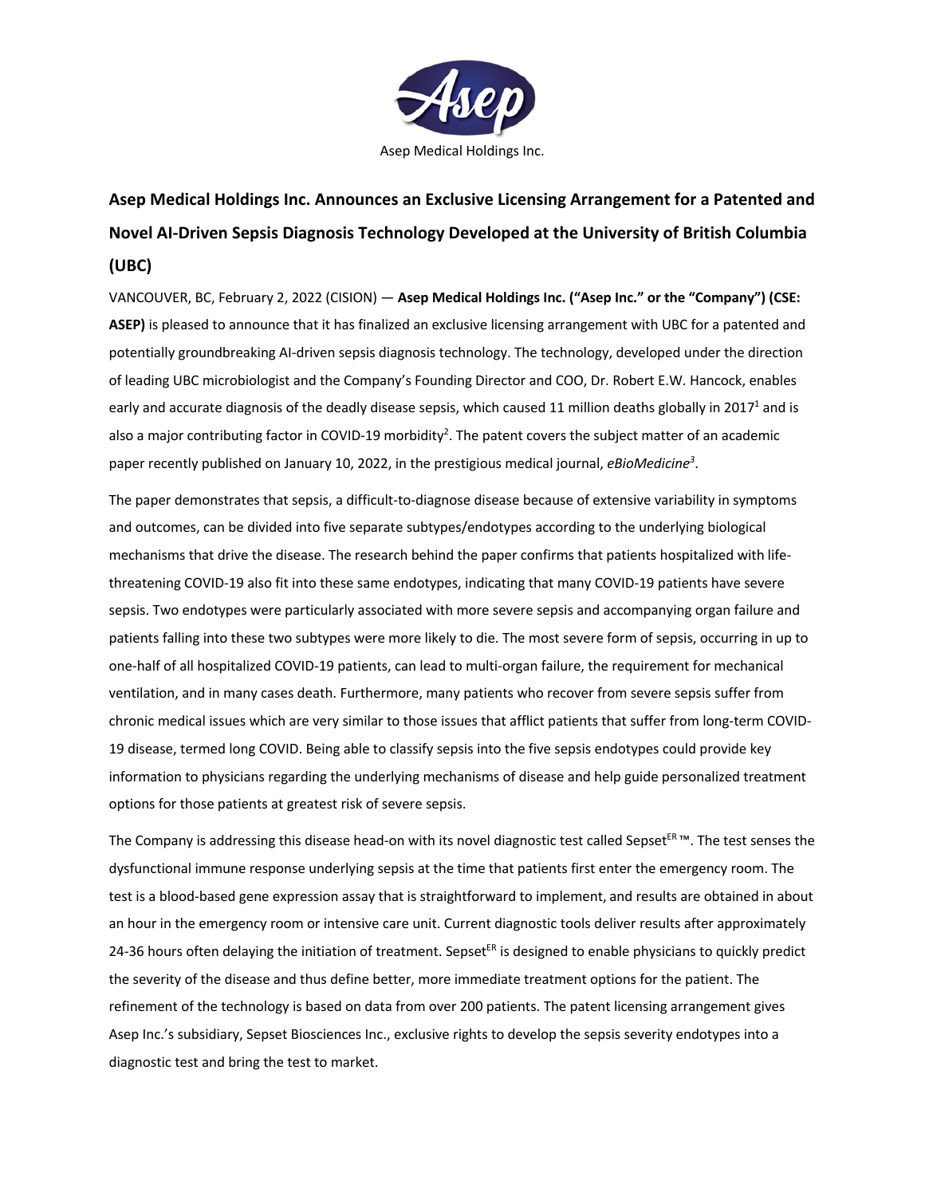Asep Medical Holdings Inc.

# Asep Medical Holdings Inc. Announces an Exclusive Licensing Arrangement for a Patented and Novel AI-Driven Sepsis Diagnosis Technology Developed at the University of British Columbia (UBC)

VANCOUVER, BC, February 2, 2022 (CISION) — **Asep Medical Holdings Inc. ("Asep Inc." or the "Company") (CSE: ASEP)** is pleased to announce that it has finalized an exclusive licensing arrangement with UBC for a patented and potentially groundbreaking AI-driven sepsis diagnosis technology. The technology, developed under the direction of leading UBC microbiologist and the Company's Founding Director and COO, Dr. Robert E.W. Hancock, enables early and accurate diagnosis of the deadly disease sepsis, which caused 11 million deaths globally in 2017[1] and is also a major contributing factor in COVID-19 morbidity[2]. The patent covers the subject matter of an academic paper recently published on January 10, 2022, in the prestigious medical journal, *eBioMedicine*[3].

The paper demonstrates that sepsis, a difficult-to-diagnose disease because of extensive variability in symptoms and outcomes, can be divided into five separate subtypes/endotypes according to the underlying biological mechanisms that drive the disease. The research behind the paper confirms that patients hospitalized with life-threatening COVID-19 also fit into these same endotypes, indicating that many COVID-19 patients have severe sepsis. Two endotypes were particularly associated with more severe sepsis and accompanying organ failure and patients falling into these two subtypes were more likely to die. The most severe form of sepsis, occurring in up to one-half of all hospitalized COVID-19 patients, can lead to multi-organ failure, the requirement for mechanical ventilation, and in many cases death. Furthermore, many patients who recover from severe sepsis suffer from chronic medical issues which are very similar to those issues that afflict patients that suffer from long-term COVID-19 disease, termed long COVID. Being able to classify sepsis into the five sepsis endotypes could provide key information to physicians regarding the underlying mechanisms of disease and help guide personalized treatment options for those patients at greatest risk of severe sepsis.

The Company is addressing this disease head-on with its novel diagnostic test called Sepset$^{ER}$™. The test senses the dysfunctional immune response underlying sepsis at the time that patients first enter the emergency room. The test is a blood-based gene expression assay that is straightforward to implement, and results are obtained in about an hour in the emergency room or intensive care unit. Current diagnostic tools deliver results after approximately 24-36 hours often delaying the initiation of treatment. Sepset$^{ER}$ is designed to enable physicians to quickly predict the severity of the disease and thus define better, more immediate treatment options for the patient. The refinement of the technology is based on data from over 200 patients. The patent licensing arrangement gives Asep Inc.'s subsidiary, Sepset Biosciences Inc., exclusive rights to develop the sepsis severity endotypes into a diagnostic test and bring the test to market.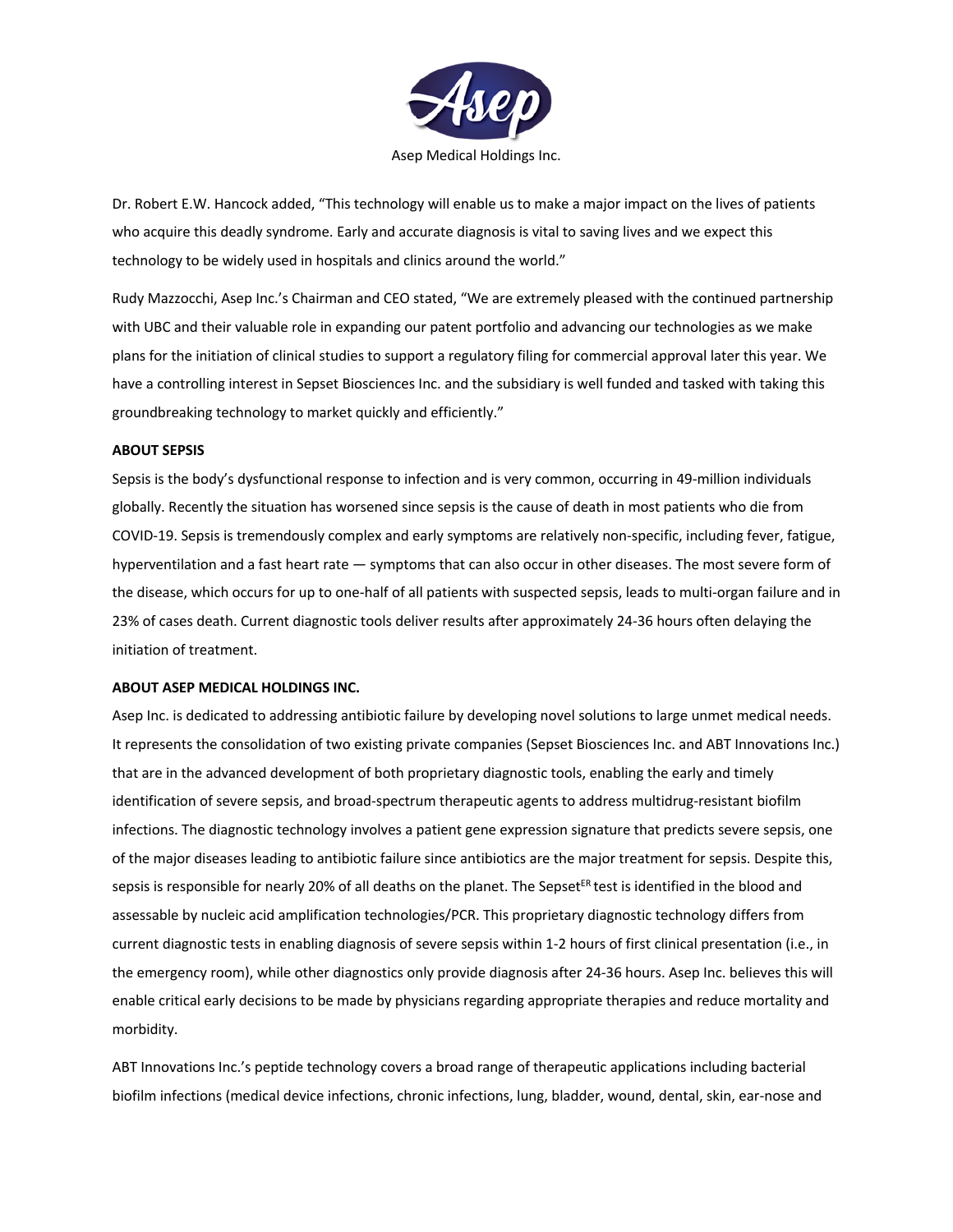Dr. Robert E.W. Hancock added, “This technology will enable us to make a major impact on the lives of patients who acquire this deadly syndrome. Early and accurate diagnosis is vital to saving lives and we expect this technology to be widely used in hospitals and clinics around the world.”

Rudy Mazzocchi, Asep Inc.’s Chairman and CEO stated, “We are extremely pleased with the continued partnership with UBC and their valuable role in expanding our patent portfolio and advancing our technologies as we make plans for the initiation of clinical studies to support a regulatory filing for commercial approval later this year. We have a controlling interest in Sepset Biosciences Inc. and the subsidiary is well funded and tasked with taking this groundbreaking technology to market quickly and efficiently.”

**ABOUT SEPSIS**

Sepsis is the body’s dysfunctional response to infection and is very common, occurring in 49-million individuals globally. Recently the situation has worsened since sepsis is the cause of death in most patients who die from COVID-19. Sepsis is tremendously complex and early symptoms are relatively non-specific, including fever, fatigue, hyperventilation and a fast heart rate — symptoms that can also occur in other diseases. The most severe form of the disease, which occurs for up to one-half of all patients with suspected sepsis, leads to multi-organ failure and in 23% of cases death. Current diagnostic tools deliver results after approximately 24-36 hours often delaying the initiation of treatment.

**ABOUT ASEP MEDICAL HOLDINGS INC.**

Asep Inc. is dedicated to addressing antibiotic failure by developing novel solutions to large unmet medical needs. It represents the consolidation of two existing private companies (Sepset Biosciences Inc. and ABT Innovations Inc.) that are in the advanced development of both proprietary diagnostic tools, enabling the early and timely identification of severe sepsis, and broad-spectrum therapeutic agents to address multidrug-resistant biofilm infections. The diagnostic technology involves a patient gene expression signature that predicts severe sepsis, one of the major diseases leading to antibiotic failure since antibiotics are the major treatment for sepsis. Despite this, sepsis is responsible for nearly 20% of all deaths on the planet. The Sepset$^{ER}$ test is identified in the blood and assessable by nucleic acid amplification technologies/PCR. This proprietary diagnostic technology differs from current diagnostic tests in enabling diagnosis of severe sepsis within 1-2 hours of first clinical presentation (i.e., in the emergency room), while other diagnostics only provide diagnosis after 24-36 hours. Asep Inc. believes this will enable critical early decisions to be made by physicians regarding appropriate therapies and reduce mortality and morbidity.

ABT Innovations Inc.’s peptide technology covers a broad range of therapeutic applications including bacterial biofilm infections (medical device infections, chronic infections, lung, bladder, wound, dental, skin, ear-nose and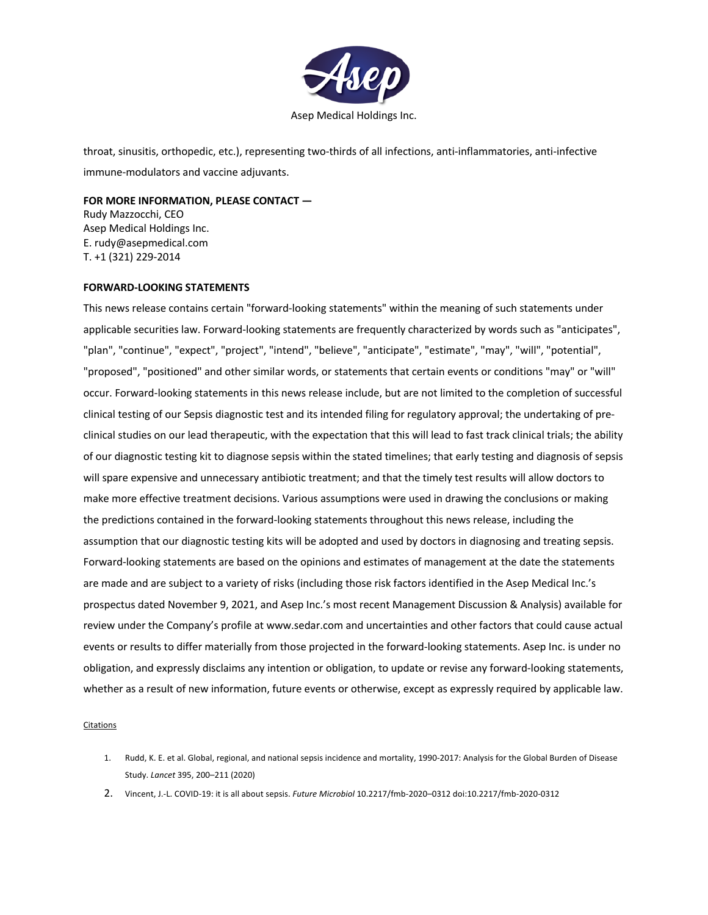throat, sinusitis, orthopedic, etc.), representing two-thirds of all infections, anti-inflammatories, anti-infective immune-modulators and vaccine adjuvants.

**FOR MORE INFORMATION, PLEASE CONTACT —**
Rudy Mazzocchi, CEO
Asep Medical Holdings Inc.
E. rudy@asepmedical.com
T. +1 (321) 229-2014

**FORWARD-LOOKING STATEMENTS**

This news release contains certain "forward-looking statements" within the meaning of such statements under applicable securities law. Forward-looking statements are frequently characterized by words such as "anticipates", "plan", "continue", "expect", "project", "intend", "believe", "anticipate", "estimate", "may", "will", "potential", "proposed", "positioned" and other similar words, or statements that certain events or conditions "may" or "will" occur. Forward-looking statements in this news release include, but are not limited to the completion of successful clinical testing of our Sepsis diagnostic test and its intended filing for regulatory approval; the undertaking of pre-clinical studies on our lead therapeutic, with the expectation that this will lead to fast track clinical trials; the ability of our diagnostic testing kit to diagnose sepsis within the stated timelines; that early testing and diagnosis of sepsis will spare expensive and unnecessary antibiotic treatment; and that the timely test results will allow doctors to make more effective treatment decisions. Various assumptions were used in drawing the conclusions or making the predictions contained in the forward-looking statements throughout this news release, including the assumption that our diagnostic testing kits will be adopted and used by doctors in diagnosing and treating sepsis. Forward-looking statements are based on the opinions and estimates of management at the date the statements are made and are subject to a variety of risks (including those risk factors identified in the Asep Medical Inc.'s prospectus dated November 9, 2021, and Asep Inc.'s most recent Management Discussion & Analysis) available for review under the Company's profile at www.sedar.com and uncertainties and other factors that could cause actual events or results to differ materially from those projected in the forward-looking statements. Asep Inc. is under no obligation, and expressly disclaims any intention or obligation, to update or revise any forward-looking statements, whether as a result of new information, future events or otherwise, except as expressly required by applicable law.

Citations

1. Rudd, K. E. et al. Global, regional, and national sepsis incidence and mortality, 1990-2017: Analysis for the Global Burden of Disease Study. *Lancet* 395, 200–211 (2020)
2. Vincent, J.-L. COVID-19: it is all about sepsis. *Future Microbiol* 10.2217/fmb-2020–0312 doi:10.2217/fmb-2020-0312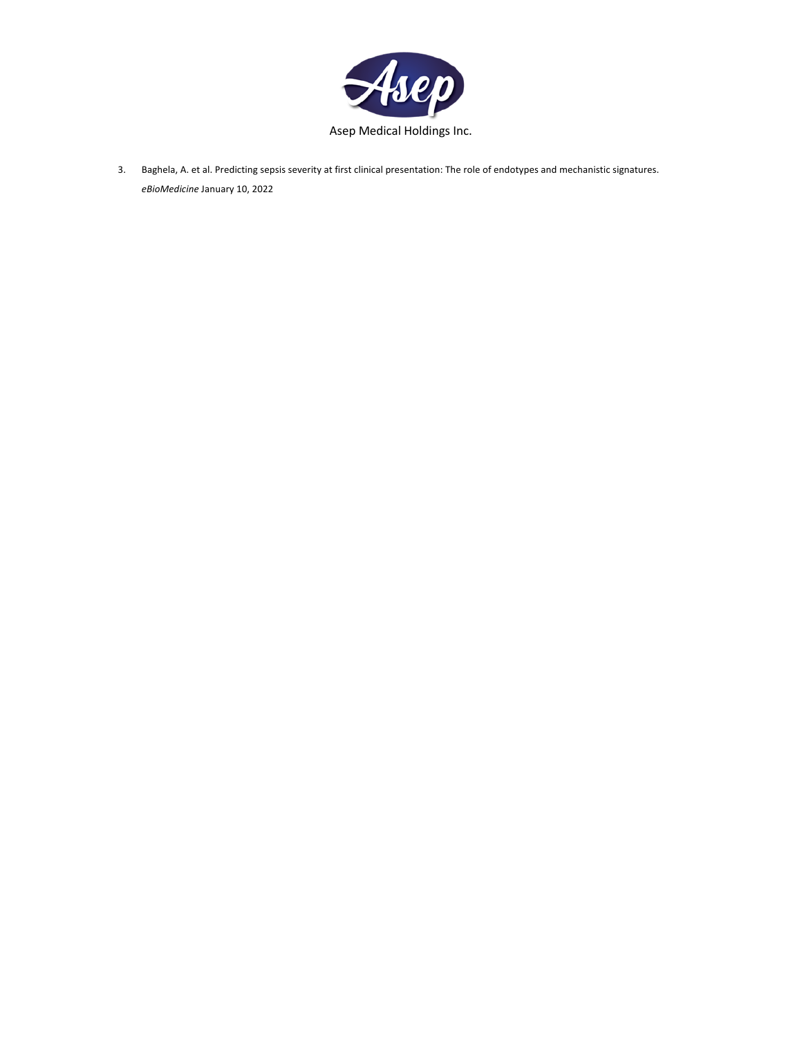Asep Medical Holdings Inc.

3. Baghela, A. et al. Predicting sepsis severity at first clinical presentation: The role of endotypes and mechanistic signatures. *eBioMedicine* January 10, 2022